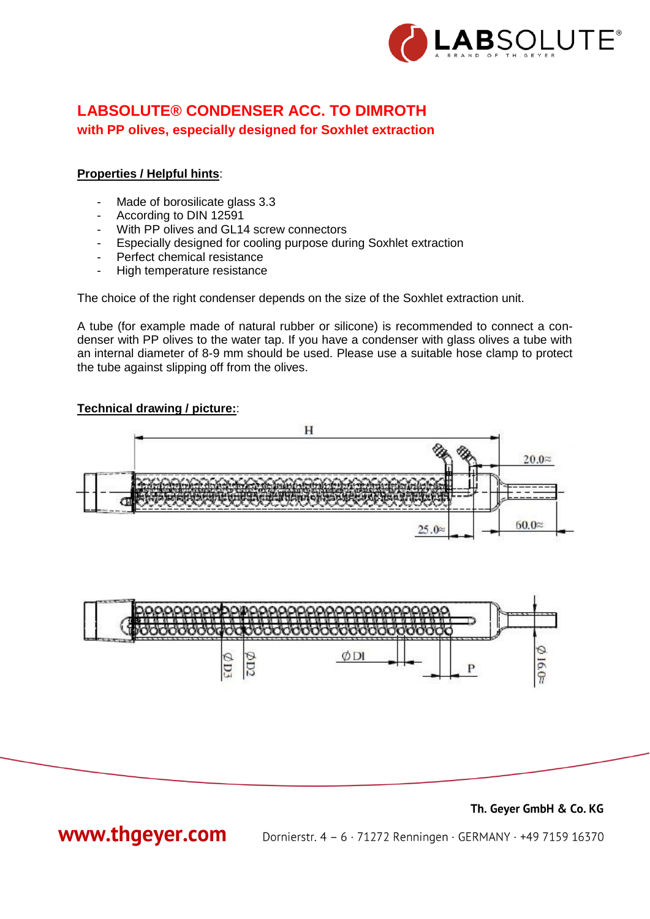# LABSOLUTE® CONDENSER ACC. TO DIMROTH

## with PP olives, especially designed for Soxhlet extraction

**Properties / Helpful hints**:

- Made of borosilicate glass 3.3
- According to DIN 12591
- With PP olives and GL14 screw connectors
- Especially designed for cooling purpose during Soxhlet extraction
- Perfect chemical resistance
- High temperature resistance

The choice of the right condenser depends on the size of the Soxhlet extraction unit.

A tube (for example made of natural rubber or silicone) is recommended to connect a condenser with PP olives to the water tap. If you have a condenser with glass olives a tube with an internal diameter of 8-9 mm should be used. Please use a suitable hose clamp to protect the tube against slipping off from the olives.

**Technical drawing / picture:**: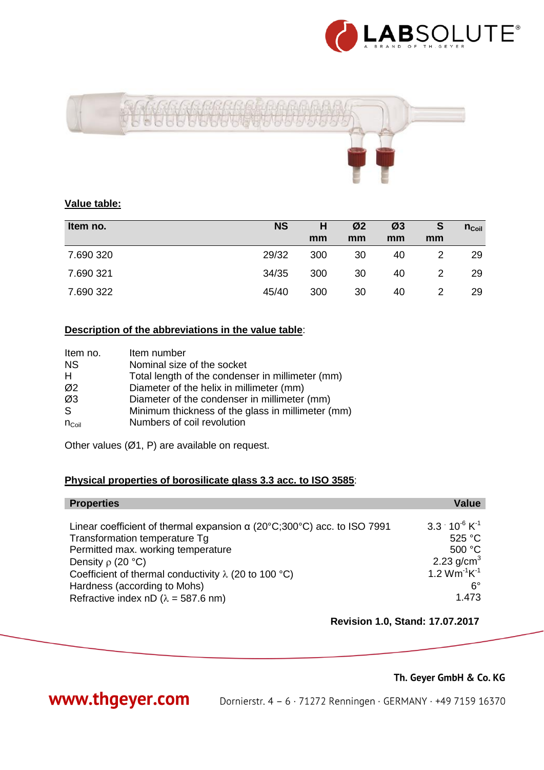**Value table:**

| Item no. | NS | H mm | Ø2 mm | Ø3 mm | S mm | $n_{Coil}$ |
|---|---|---|---|---|---|---|
| 7.690 320 | 29/32 | 300 | 30 | 40 | 2 | 29 |
| 7.690 321 | 34/35 | 300 | 30 | 40 | 2 | 29 |
| 7.690 322 | 45/40 | 300 | 30 | 40 | 2 | 29 |

**Description of the abbreviations in the value table**:

| | |
|---|---|
| Item no. | Item number |
| NS | Nominal size of the socket |
| H | Total length of the condenser in millimeter (mm) |
| Ø2 | Diameter of the helix in millimeter (mm) |
| Ø3 | Diameter of the condenser in millimeter (mm) |
| S | Minimum thickness of the glass in millimeter (mm) |
| $n_{Coil}$ | Numbers of coil revolution |

Other values (Ø1, P) are available on request.

**Physical properties of borosilicate glass 3.3 acc. to ISO 3585**:

| Properties | Value |
|---|---|
| Linear coefficient of thermal expansion α (20°C;300°C) acc. to ISO 7991 | $3.3 \cdot 10^{-6}$ $K^{-1}$ |
| Transformation temperature Tg | 525 °C |
| Permitted max. working temperature | 500 °C |
| Density ρ (20 °C) | 2.23 $g/cm^3$ |
| Coefficient of thermal conductivity λ (20 to 100 °C) | 1.2 $Wm^{-1}K^{-1}$ |
| Hardness (according to Mohs) | 6° |
| Refractive index nD (λ = 587.6 nm) | 1.473 |

**Revision 1.0, Stand: 17.07.2017**

**Th. Geyer GmbH & Co. KG**

www.thgeyer.com Dornierstr. 4 – 6 · 71272 Renningen · GERMANY · +49 7159 16370